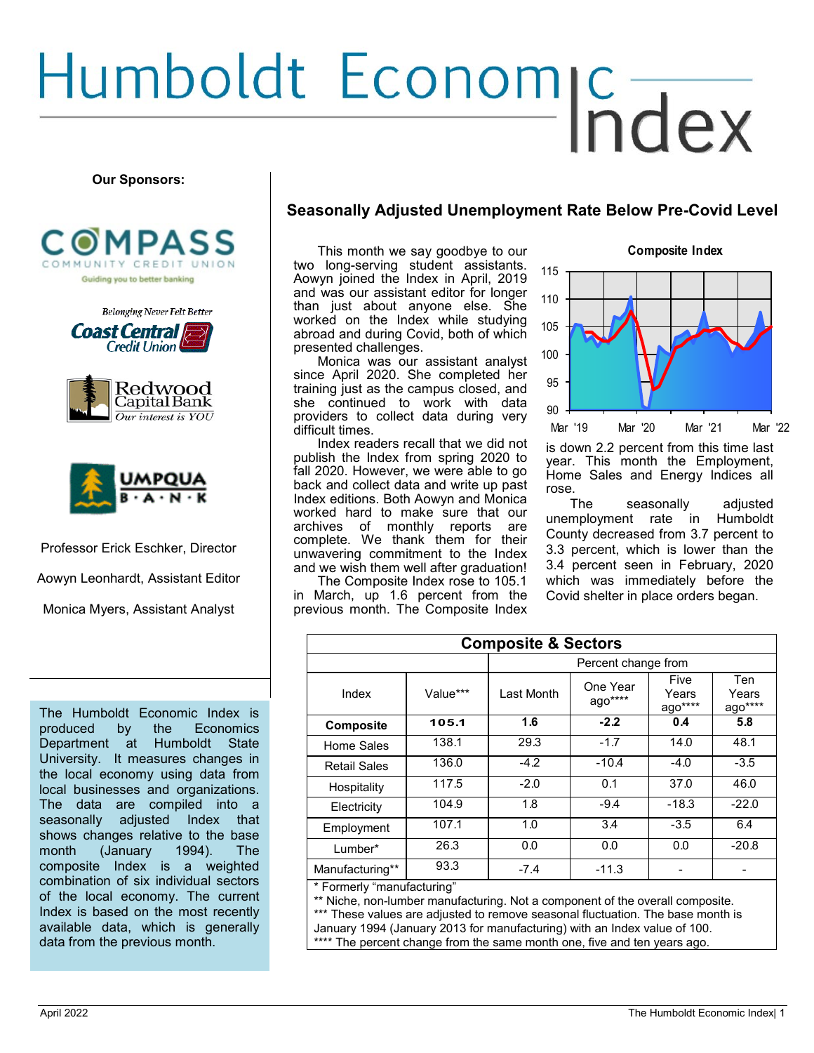# Humboldt Economic Index

**Our Sponsors:**

Professor Erick Eschker, Director

Aowyn Leonhardt, Assistant Editor

Monica Myers, Assistant Analyst

The Humboldt Economic Index is produced by the Economics Department at Humboldt State University. It measures changes in the local economy using data from local businesses and organizations. The data are compiled into a seasonally adjusted Index that shows changes relative to the base month (January 1994). The composite Index is a weighted combination of six individual sectors of the local economy. The current Index is based on the most recently available data, which is generally data from the previous month.

## Seasonally Adjusted Unemployment Rate Below Pre-Covid Level

This month we say goodbye to our two long-serving student assistants. Aowyn joined the Index in April, 2019 and was our assistant editor for longer than just about anyone else. She worked on the Index while studying abroad and during Covid, both of which presented challenges.

Monica was our assistant analyst since April 2020. She completed her training just as the campus closed, and she continued to work with data providers to collect data during very difficult times.

Index readers recall that we did not publish the Index from spring 2020 to fall 2020. However, we were able to go back and collect data and write up past Index editions. Both Aowyn and Monica worked hard to make sure that our archives of monthly reports are complete. We thank them for their unwavering commitment to the Index and we wish them well after graduation!

The Composite Index rose to 105.1 in March, up 1.6 percent from the previous month. The Composite Index is down 2.2 percent from this time last year. This month the Employment, Home Sales and Energy Indices all rose.

The seasonally adjusted unemployment rate in Humboldt County decreased from 3.7 percent to 3.3 percent, which is lower than the 3.4 percent seen in February, 2020 which was immediately before the Covid shelter in place orders began.

| Composite & Sectors | | | | | |
|---|---|---|---|---|---|
| | | Percent change from | | | |
| Index | Value*** | Last Month | One Year ago**** | Five Years ago**** | Ten Years ago**** |
| **Composite** | **105.1** | **1.6** | **-2.2** | **0.4** | **5.8** |
| Home Sales | 138.1 | 29.3 | -1.7 | 14.0 | 48.1 |
| Retail Sales | 136.0 | -4.2 | -10.4 | -4.0 | -3.5 |
| Hospitality | 117.5 | -2.0 | 0.1 | 37.0 | 46.0 |
| Electricity | 104.9 | 1.8 | -9.4 | -18.3 | -22.0 |
| Employment | 107.1 | 1.0 | 3.4 | -3.5 | 6.4 |
| Lumber* | 26.3 | 0.0 | 0.0 | 0.0 | -20.8 |
| Manufacturing** | 93.3 | -7.4 | -11.3 | - | - |

\* Formerly "manufacturing"
\** Niche, non-lumber manufacturing. Not a component of the overall composite.
\*** These values are adjusted to remove seasonal fluctuation. The base month is January 1994 (January 2013 for manufacturing) with an Index value of 100.
\**** The percent change from the same month one, five and ten years ago.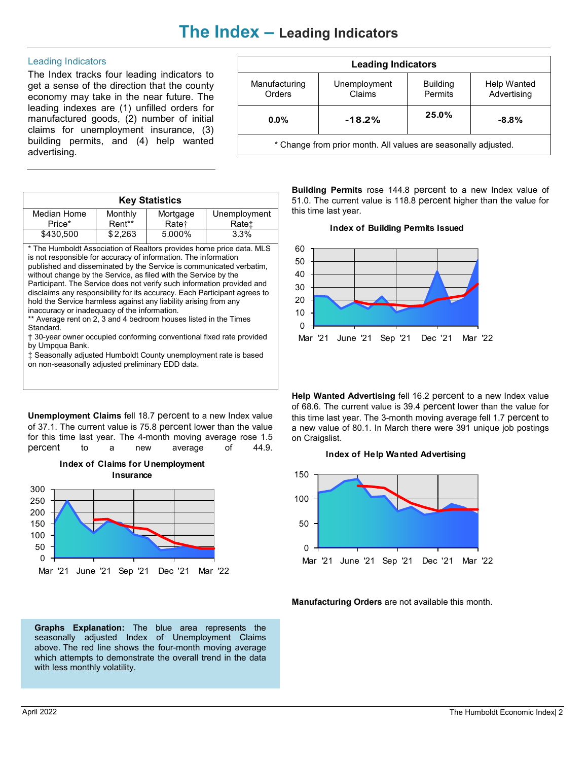# The Index – Leading Indicators

## Leading Indicators

The Index tracks four leading indicators to get a sense of the direction that the county economy may take in the near future. The leading indexes are (1) unfilled orders for manufactured goods, (2) number of initial claims for unemployment insurance, (3) building permits, and (4) help wanted advertising.

| Leading Indicators | | | |
|---|---|---|---|
| Manufacturing Orders | Unemployment Claims | Building Permits | Help Wanted Advertising |
| **0.0%** | **-18.2%** | **25.0%** | **-8.8%** |
| * Change from prior month. All values are seasonally adjusted. | | | |

| Key Statistics | | | |
|---|---|---|---|
| Median Home Price* | Monthly Rent** | Mortgage Rate† | Unemployment Rate‡ |
| $430,500 | $2,263 | 5.000% | 3.3% |

* The Humboldt Association of Realtors provides home price data. MLS is not responsible for accuracy of information. The information published and disseminated by the Service is communicated verbatim, without change by the Service, as filed with the Service by the Participant. The Service does not verify such information provided and disclaims any responsibility for its accuracy. Each Participant agrees to hold the Service harmless against any liability arising from any inaccuracy or inadequacy of the information.
** Average rent on 2, 3 and 4 bedroom houses listed in the Times Standard.
† 30-year owner occupied conforming conventional fixed rate provided by Umpqua Bank.
‡ Seasonally adjusted Humboldt County unemployment rate is based on non-seasonally adjusted preliminary EDD data.

**Unemployment Claims** fell 18.7 percent to a new Index value of 37.1. The current value is 75.8 percent lower than the value for this time last year. The 4-month moving average rose 1.5 percent to a new average of 44.9.

**Index of Claims for Unemployment Insurance**

**Graphs Explanation:** The blue area represents the seasonally adjusted Index of Unemployment Claims above. The red line shows the four-month moving average which attempts to demonstrate the overall trend in the data with less monthly volatility.

**Building Permits** rose 144.8 percent to a new Index value of 51.0. The current value is 118.8 percent higher than the value for this time last year.

**Index of Building Permits Issued**

**Help Wanted Advertising** fell 16.2 percent to a new Index value of 68.6. The current value is 39.4 percent lower than the value for this time last year. The 3-month moving average fell 1.7 percent to a new value of 80.1. In March there were 391 unique job postings on Craigslist.

**Index of Help Wanted Advertising**

**Manufacturing Orders** are not available this month.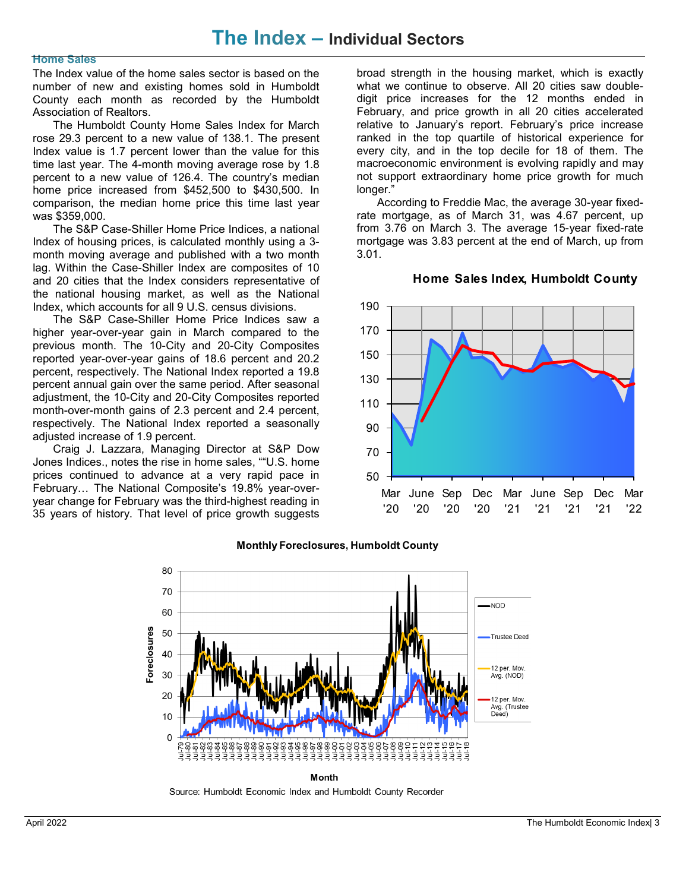# The Index – Individual Sectors

## Home Sales

The Index value of the home sales sector is based on the number of new and existing homes sold in Humboldt County each month as recorded by the Humboldt Association of Realtors.

The Humboldt County Home Sales Index for March rose 29.3 percent to a new value of 138.1. The present Index value is 1.7 percent lower than the value for this time last year. The 4-month moving average rose by 1.8 percent to a new value of 126.4. The country's median home price increased from $452,500 to $430,500. In comparison, the median home price this time last year was $359,000.

The S&P Case-Shiller Home Price Indices, a national Index of housing prices, is calculated monthly using a 3-month moving average and published with a two month lag. Within the Case-Shiller Index are composites of 10 and 20 cities that the Index considers representative of the national housing market, as well as the National Index, which accounts for all 9 U.S. census divisions.

The S&P Case-Shiller Home Price Indices saw a higher year-over-year gain in March compared to the previous month. The 10-City and 20-City Composites reported year-over-year gains of 18.6 percent and 20.2 percent, respectively. The National Index reported a 19.8 percent annual gain over the same period. After seasonal adjustment, the 10-City and 20-City Composites reported month-over-month gains of 2.3 percent and 2.4 percent, respectively. The National Index reported a seasonally adjusted increase of 1.9 percent.

Craig J. Lazzara, Managing Director at S&P Dow Jones Indices., notes the rise in home sales, ""U.S. home prices continued to advance at a very rapid pace in February… The National Composite's 19.8% year-over-year change for February was the third-highest reading in 35 years of history. That level of price growth suggests broad strength in the housing market, which is exactly what we continue to observe. All 20 cities saw double-digit price increases for the 12 months ended in February, and price growth in all 20 cities accelerated relative to January's report. February's price increase ranked in the top quartile of historical experience for every city, and in the top decile for 18 of them. The macroeconomic environment is evolving rapidly and may not support extraordinary home price growth for much longer."

According to Freddie Mac, the average 30-year fixed-rate mortgage, as of March 31, was 4.67 percent, up from 3.76 on March 3. The average 15-year fixed-rate mortgage was 3.83 percent at the end of March, up from 3.01.

**Home Sales Index, Humboldt County**

**Monthly Foreclosures, Humboldt County**

Source: Humboldt Economic Index and Humboldt County Recorder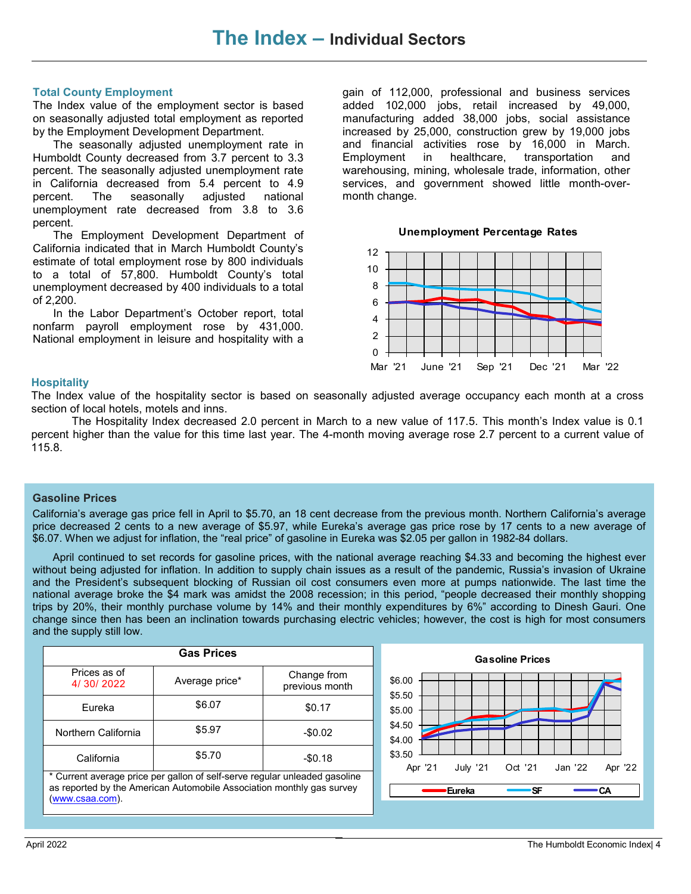# The Index – Individual Sectors

## Total County Employment

The Index value of the employment sector is based on seasonally adjusted total employment as reported by the Employment Development Department.

The seasonally adjusted unemployment rate in Humboldt County decreased from 3.7 percent to 3.3 percent. The seasonally adjusted unemployment rate in California decreased from 5.4 percent to 4.9 percent. The seasonally adjusted national unemployment rate decreased from 3.8 to 3.6 percent.

The Employment Development Department of California indicated that in March Humboldt County's estimate of total employment rose by 800 individuals to a total of 57,800. Humboldt County's total unemployment decreased by 400 individuals to a total of 2,200.

In the Labor Department's October report, total nonfarm payroll employment rose by 431,000. National employment in leisure and hospitality with a gain of 112,000, professional and business services added 102,000 jobs, retail increased by 49,000, manufacturing added 38,000 jobs, social assistance increased by 25,000, construction grew by 19,000 jobs and financial activities rose by 16,000 in March. Employment in healthcare, transportation and warehousing, mining, wholesale trade, information, other services, and government showed little month-over-month change.

**Unemployment Percentage Rates**

## Hospitality

The Index value of the hospitality sector is based on seasonally adjusted average occupancy each month at a cross section of local hotels, motels and inns.

The Hospitality Index decreased 2.0 percent in March to a new value of 117.5. This month's Index value is 0.1 percent higher than the value for this time last year. The 4-month moving average rose 2.7 percent to a current value of 115.8.

## Gasoline Prices

California's average gas price fell in April to $5.70, an 18 cent decrease from the previous month. Northern California's average price decreased 2 cents to a new average of $5.97, while Eureka's average gas price rose by 17 cents to a new average of $6.07. When we adjust for inflation, the "real price" of gasoline in Eureka was $2.05 per gallon in 1982-84 dollars.

April continued to set records for gasoline prices, with the national average reaching $4.33 and becoming the highest ever without being adjusted for inflation. In addition to supply chain issues as a result of the pandemic, Russia's invasion of Ukraine and the President's subsequent blocking of Russian oil cost consumers even more at pumps nationwide. The last time the national average broke the $4 mark was amidst the 2008 recession; in this period, "people decreased their monthly shopping trips by 20%, their monthly purchase volume by 14% and their monthly expenditures by 6%" according to Dinesh Gauri. One change since then has been an inclination towards purchasing electric vehicles; however, the cost is high for most consumers and the supply still low.

**Gas Prices**

| Prices as of 4/ 30/ 2022 | Average price* | Change from previous month |
|---|---|---|
| Eureka | $6.07 | $0.17 |
| Northern California | $5.97 | -$0.02 |
| California | $5.70 | -$0.18 |

\* Current average price per gallon of self-serve regular unleaded gasoline as reported by the American Automobile Association monthly gas survey (www.csaa.com).

**Gasoline Prices**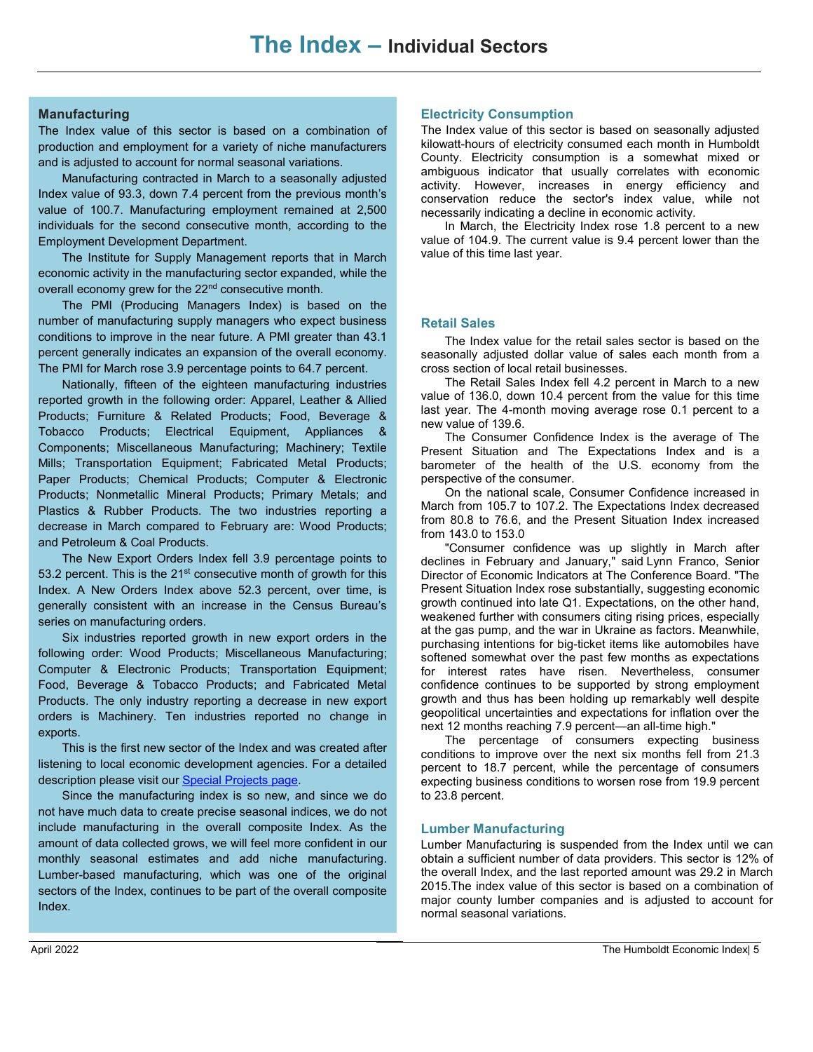# The Index – Individual Sectors

## Manufacturing

The Index value of this sector is based on a combination of production and employment for a variety of niche manufacturers and is adjusted to account for normal seasonal variations.

Manufacturing contracted in March to a seasonally adjusted Index value of 93.3, down 7.4 percent from the previous month's value of 100.7. Manufacturing employment remained at 2,500 individuals for the second consecutive month, according to the Employment Development Department.

The Institute for Supply Management reports that in March economic activity in the manufacturing sector expanded, while the overall economy grew for the 22nd consecutive month.

The PMI (Producing Managers Index) is based on the number of manufacturing supply managers who expect business conditions to improve in the near future. A PMI greater than 43.1 percent generally indicates an expansion of the overall economy. The PMI for March rose 3.9 percentage points to 64.7 percent.

Nationally, fifteen of the eighteen manufacturing industries reported growth in the following order: Apparel, Leather & Allied Products; Furniture & Related Products; Food, Beverage & Tobacco Products; Electrical Equipment, Appliances & Components; Miscellaneous Manufacturing; Machinery; Textile Mills; Transportation Equipment; Fabricated Metal Products; Paper Products; Chemical Products; Computer & Electronic Products; Nonmetallic Mineral Products; Primary Metals; and Plastics & Rubber Products. The two industries reporting a decrease in March compared to February are: Wood Products; and Petroleum & Coal Products.

The New Export Orders Index fell 3.9 percentage points to 53.2 percent. This is the 21st consecutive month of growth for this Index. A New Orders Index above 52.3 percent, over time, is generally consistent with an increase in the Census Bureau's series on manufacturing orders.

Six industries reported growth in new export orders in the following order: Wood Products; Miscellaneous Manufacturing; Computer & Electronic Products; Transportation Equipment; Food, Beverage & Tobacco Products; and Fabricated Metal Products. The only industry reporting a decrease in new export orders is Machinery. Ten industries reported no change in exports.

This is the first new sector of the Index and was created after listening to local economic development agencies. For a detailed description please visit our Special Projects page.

Since the manufacturing index is so new, and since we do not have much data to create precise seasonal indices, we do not include manufacturing in the overall composite Index. As the amount of data collected grows, we will feel more confident in our monthly seasonal estimates and add niche manufacturing. Lumber-based manufacturing, which was one of the original sectors of the Index, continues to be part of the overall composite Index.

## Electricity Consumption

The Index value of this sector is based on seasonally adjusted kilowatt-hours of electricity consumed each month in Humboldt County. Electricity consumption is a somewhat mixed or ambiguous indicator that usually correlates with economic activity. However, increases in energy efficiency and conservation reduce the sector's index value, while not necessarily indicating a decline in economic activity.

In March, the Electricity Index rose 1.8 percent to a new value of 104.9. The current value is 9.4 percent lower than the value of this time last year.

## Retail Sales

The Index value for the retail sales sector is based on the seasonally adjusted dollar value of sales each month from a cross section of local retail businesses.

The Retail Sales Index fell 4.2 percent in March to a new value of 136.0, down 10.4 percent from the value for this time last year. The 4-month moving average rose 0.1 percent to a new value of 139.6.

The Consumer Confidence Index is the average of The Present Situation and The Expectations Index and is a barometer of the health of the U.S. economy from the perspective of the consumer.

On the national scale, Consumer Confidence increased in March from 105.7 to 107.2. The Expectations Index decreased from 80.8 to 76.6, and the Present Situation Index increased from 143.0 to 153.0

"Consumer confidence was up slightly in March after declines in February and January," said Lynn Franco, Senior Director of Economic Indicators at The Conference Board. "The Present Situation Index rose substantially, suggesting economic growth continued into late Q1. Expectations, on the other hand, weakened further with consumers citing rising prices, especially at the gas pump, and the war in Ukraine as factors. Meanwhile, purchasing intentions for big-ticket items like automobiles have softened somewhat over the past few months as expectations for interest rates have risen. Nevertheless, consumer confidence continues to be supported by strong employment growth and thus has been holding up remarkably well despite geopolitical uncertainties and expectations for inflation over the next 12 months reaching 7.9 percent—an all-time high."

The percentage of consumers expecting business conditions to improve over the next six months fell from 21.3 percent to 18.7 percent, while the percentage of consumers expecting business conditions to worsen rose from 19.9 percent to 23.8 percent.

## Lumber Manufacturing

Lumber Manufacturing is suspended from the Index until we can obtain a sufficient number of data providers. This sector is 12% of the overall Index, and the last reported amount was 29.2 in March 2015.The index value of this sector is based on a combination of major county lumber companies and is adjusted to account for normal seasonal variations.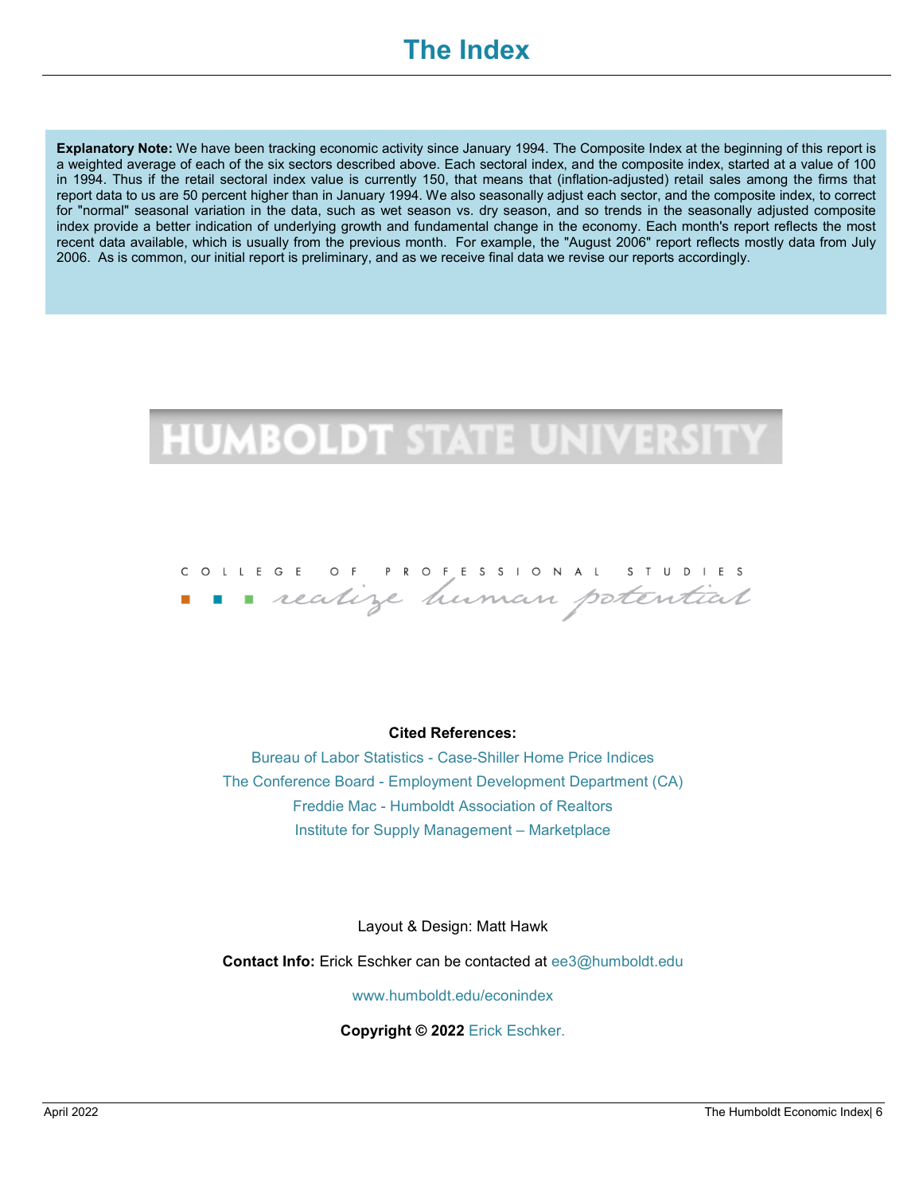# The Index

**Explanatory Note:** We have been tracking economic activity since January 1994. The Composite Index at the beginning of this report is a weighted average of each of the six sectors described above. Each sectoral index, and the composite index, started at a value of 100 in 1994. Thus if the retail sectoral index value is currently 150, that means that (inflation-adjusted) retail sales among the firms that report data to us are 50 percent higher than in January 1994. We also seasonally adjust each sector, and the composite index, to correct for "normal" seasonal variation in the data, such as wet season vs. dry season, and so trends in the seasonally adjusted composite index provide a better indication of underlying growth and fundamental change in the economy. Each month's report reflects the most recent data available, which is usually from the previous month. For example, the "August 2006" report reflects mostly data from July 2006. As is common, our initial report is preliminary, and as we receive final data we revise our reports accordingly.

HUMBOLDT STATE UNIVERSITY

COLLEGE OF PROFESSIONAL STUDIES

*realize human potential*

**Cited References:**

Bureau of Labor Statistics - Case-Shiller Home Price Indices

The Conference Board - Employment Development Department (CA)

Freddie Mac - Humboldt Association of Realtors

Institute for Supply Management – Marketplace

Layout & Design: Matt Hawk

**Contact Info:** Erick Eschker can be contacted at ee3@humboldt.edu

www.humboldt.edu/econindex

**Copyright © 2022** Erick Eschker.